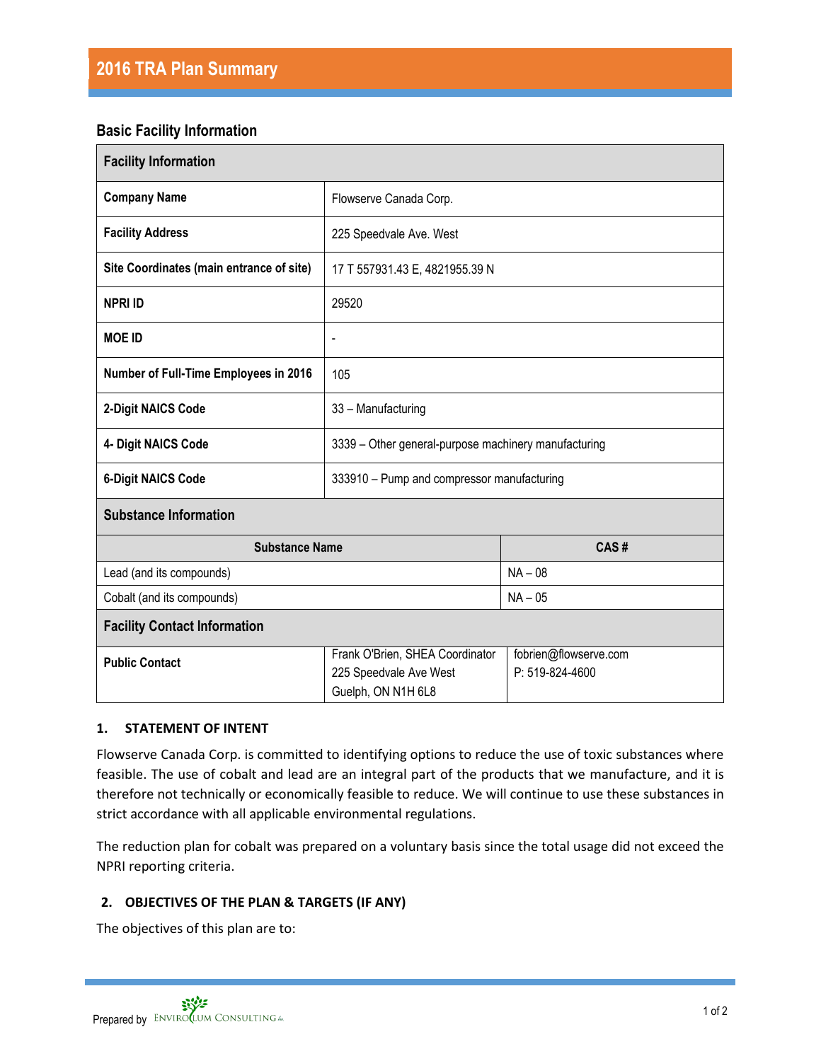# 2016 TRA Plan Summary

## Basic Facility Information

| Facility Information | |
|---|---|
| **Company Name** | Flowserve Canada Corp. |
| **Facility Address** | 225 Speedvale Ave. West |
| **Site Coordinates (main entrance of site)** | 17 T 557931.43 E, 4821955.39 N |
| **NPRI ID** | 29520 |
| **MOE ID** | - |
| **Number of Full-Time Employees in 2016** | 105 |
| **2-Digit NAICS Code** | 33 – Manufacturing |
| **4- Digit NAICS Code** | 3339 – Other general-purpose machinery manufacturing |
| **6-Digit NAICS Code** | 333910 – Pump and compressor manufacturing |

**Substance Information**

| Substance Name | CAS # |
|---|---|
| Lead (and its compounds) | NA – 08 |
| Cobalt (and its compounds) | NA – 05 |

**Facility Contact Information**

| | | |
|---|---|---|
| **Public Contact** | Frank O'Brien, SHEA Coordinator<br>225 Speedvale Ave West<br>Guelph, ON N1H 6L8 | fobrien@flowserve.com<br>P: 519-824-4600 |

**1. STATEMENT OF INTENT**

Flowserve Canada Corp. is committed to identifying options to reduce the use of toxic substances where feasible. The use of cobalt and lead are an integral part of the products that we manufacture, and it is therefore not technically or economically feasible to reduce. We will continue to use these substances in strict accordance with all applicable environmental regulations.

The reduction plan for cobalt was prepared on a voluntary basis since the total usage did not exceed the NPRI reporting criteria.

**2. OBJECTIVES OF THE PLAN & TARGETS (IF ANY)**

The objectives of this plan are to: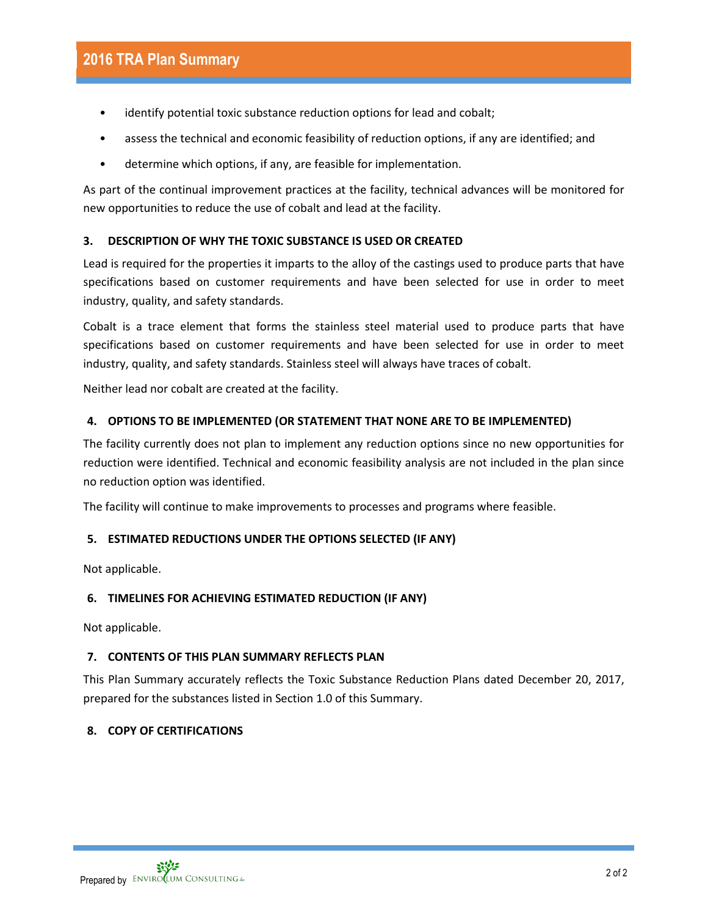- identify potential toxic substance reduction options for lead and cobalt;
- assess the technical and economic feasibility of reduction options, if any are identified; and
- determine which options, if any, are feasible for implementation.

As part of the continual improvement practices at the facility, technical advances will be monitored for new opportunities to reduce the use of cobalt and lead at the facility.

## 3. DESCRIPTION OF WHY THE TOXIC SUBSTANCE IS USED OR CREATED

Lead is required for the properties it imparts to the alloy of the castings used to produce parts that have specifications based on customer requirements and have been selected for use in order to meet industry, quality, and safety standards.

Cobalt is a trace element that forms the stainless steel material used to produce parts that have specifications based on customer requirements and have been selected for use in order to meet industry, quality, and safety standards. Stainless steel will always have traces of cobalt.

Neither lead nor cobalt are created at the facility.

## 4. OPTIONS TO BE IMPLEMENTED (OR STATEMENT THAT NONE ARE TO BE IMPLEMENTED)

The facility currently does not plan to implement any reduction options since no new opportunities for reduction were identified. Technical and economic feasibility analysis are not included in the plan since no reduction option was identified.

The facility will continue to make improvements to processes and programs where feasible.

## 5. ESTIMATED REDUCTIONS UNDER THE OPTIONS SELECTED (IF ANY)

Not applicable.

## 6. TIMELINES FOR ACHIEVING ESTIMATED REDUCTION (IF ANY)

Not applicable.

## 7. CONTENTS OF THIS PLAN SUMMARY REFLECTS PLAN

This Plan Summary accurately reflects the Toxic Substance Reduction Plans dated December 20, 2017, prepared for the substances listed in Section 1.0 of this Summary.

## 8. COPY OF CERTIFICATIONS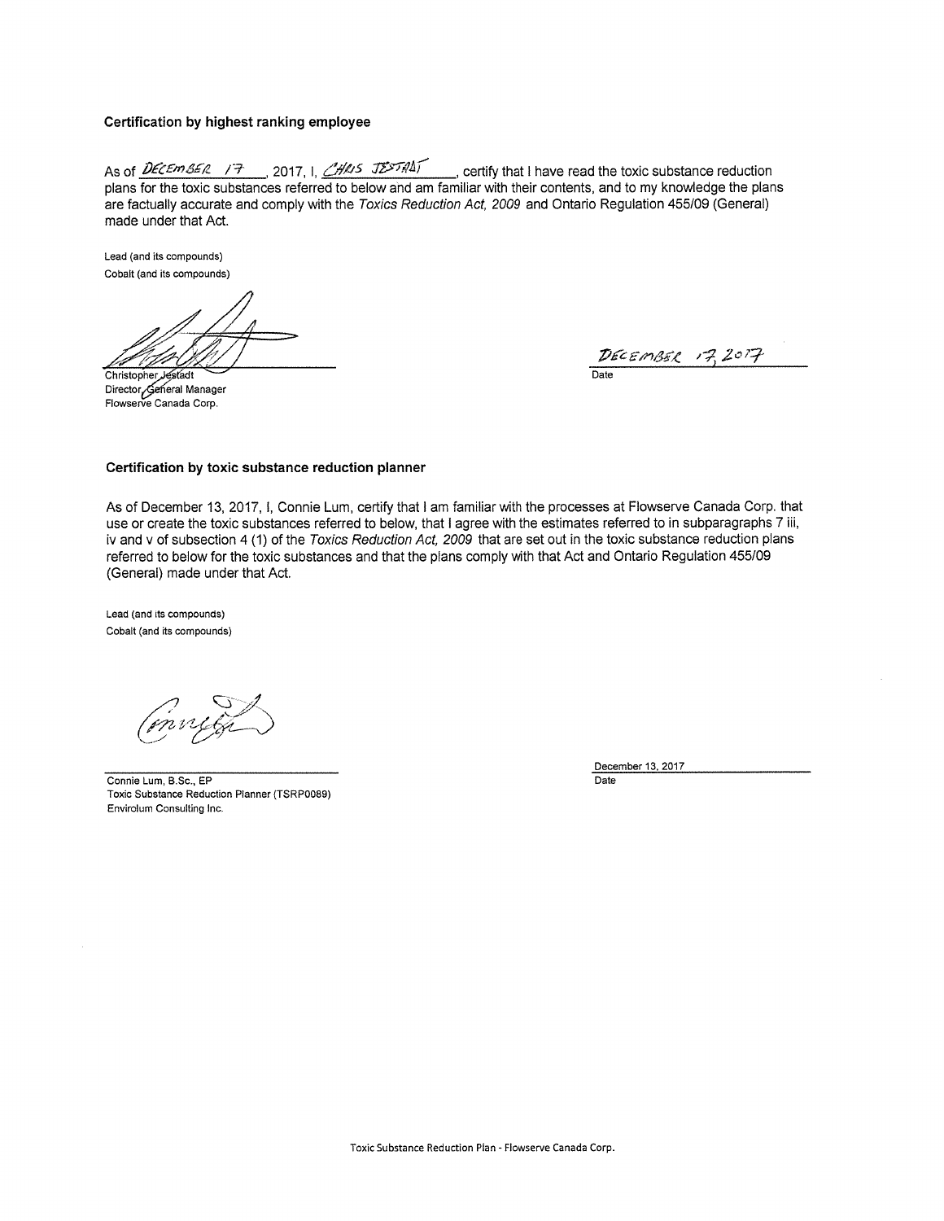**Certification by highest ranking employee**

As of DECEMBER 17, 2017, I, CHRIS JESTADT, certify that I have read the toxic substance reduction plans for the toxic substances referred to below and am familiar with their contents, and to my knowledge the plans are factually accurate and comply with the *Toxics Reduction Act, 2009* and Ontario Regulation 455/09 (General) made under that Act.

Lead (and its compounds)
Cobalt (and its compounds)

Christopher Jestadt
Director, General Manager
Flowserve Canada Corp.

DECEMBER 17, 2017
Date

**Certification by toxic substance reduction planner**

As of December 13, 2017, I, Connie Lum, certify that I am familiar with the processes at Flowserve Canada Corp. that use or create the toxic substances referred to below, that I agree with the estimates referred to in subparagraphs 7 iii, iv and v of subsection 4 (1) of the *Toxics Reduction Act, 2009* that are set out in the toxic substance reduction plans referred to below for the toxic substances and that the plans comply with that Act and Ontario Regulation 455/09 (General) made under that Act.

Lead (and its compounds)
Cobalt (and its compounds)

Connie Lum, B.Sc., EP
Toxic Substance Reduction Planner (TSRP0089)
Envirolum Consulting Inc.

December 13, 2017
Date